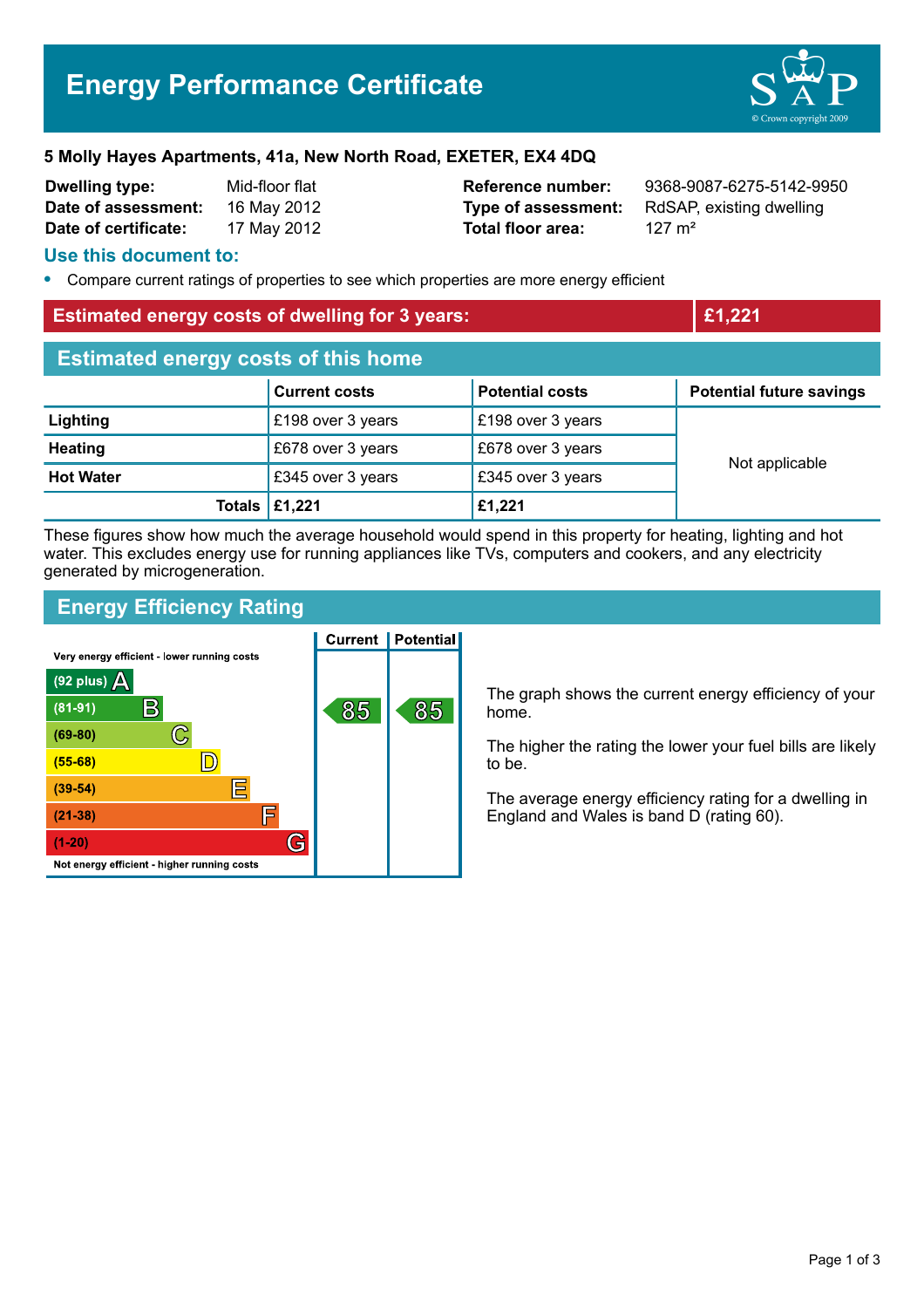# Energy Performance Certificate

**5 Molly Hayes Apartments, 41a, New North Road, EXETER, EX4 4DQ**

| | | | |
|---|---|---|---|
| **Dwelling type:** | Mid-floor flat | **Reference number:** | 9368-9087-6275-5142-9950 |
| **Date of assessment:** | 16 May 2012 | **Type of assessment:** | RdSAP, existing dwelling |
| **Date of certificate:** | 17 May 2012 | **Total floor area:** | 127 m² |

## Use this document to:

- Compare current ratings of properties to see which properties are more energy efficient

## Estimated energy costs of dwelling for 3 years: £1,221

## Estimated energy costs of this home

| | Current costs | Potential costs | Potential future savings |
|---|---|---|---|
| **Lighting** | £198 over 3 years | £198 over 3 years | Not applicable |
| **Heating** | £678 over 3 years | £678 over 3 years | |
| **Hot Water** | £345 over 3 years | £345 over 3 years | |
| **Totals** | **£1,221** | **£1,221** | |

These figures show how much the average household would spend in this property for heating, lighting and hot water. This excludes energy use for running appliances like TVs, computers and cookers, and any electricity generated by microgeneration.

## Energy Efficiency Rating

| Rating band | Current | Potential |
|---|---|---|
| Very energy efficient - lower running costs | | |
| (92 plus) A | | |
| (81-91) B | 85 | 85 |
| (69-80) C | | |
| (55-68) D | | |
| (39-54) E | | |
| (21-38) F | | |
| (1-20) G | | |
| Not energy efficient - higher running costs | | |

The graph shows the current energy efficiency of your home.

The higher the rating the lower your fuel bills are likely to be.

The average energy efficiency rating for a dwelling in England and Wales is band D (rating 60).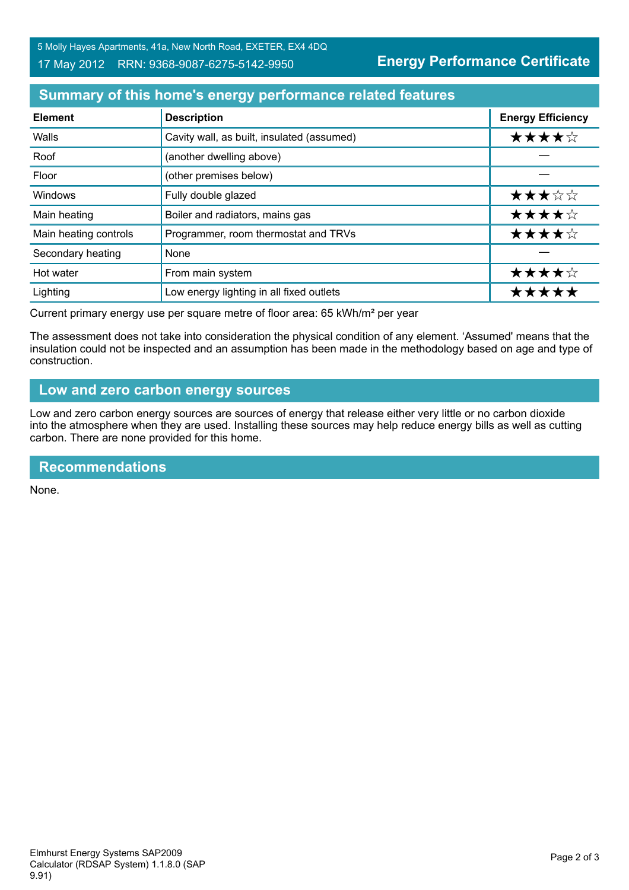5 Molly Hayes Apartments, 41a, New North Road, EXETER, EX4 4DQ

17 May 2012 RRN: 9368-9087-6275-5142-9950

**Energy Performance Certificate**

## Summary of this home's energy performance related features

| Element | Description | Energy Efficiency |
|---|---|---|
| Walls | Cavity wall, as built, insulated (assumed) | ★★★★☆ |
| Roof | (another dwelling above) | — |
| Floor | (other premises below) | — |
| Windows | Fully double glazed | ★★★☆☆ |
| Main heating | Boiler and radiators, mains gas | ★★★★☆ |
| Main heating controls | Programmer, room thermostat and TRVs | ★★★★☆ |
| Secondary heating | None | — |
| Hot water | From main system | ★★★★☆ |
| Lighting | Low energy lighting in all fixed outlets | ★★★★★ |

Current primary energy use per square metre of floor area: 65 kWh/m² per year

The assessment does not take into consideration the physical condition of any element. 'Assumed' means that the insulation could not be inspected and an assumption has been made in the methodology based on age and type of construction.

## Low and zero carbon energy sources

Low and zero carbon energy sources are sources of energy that release either very little or no carbon dioxide into the atmosphere when they are used. Installing these sources may help reduce energy bills as well as cutting carbon. There are none provided for this home.

## Recommendations

None.

Elmhurst Energy Systems SAP2009 Calculator (RDSAP System) 1.1.8.0 (SAP 9.91)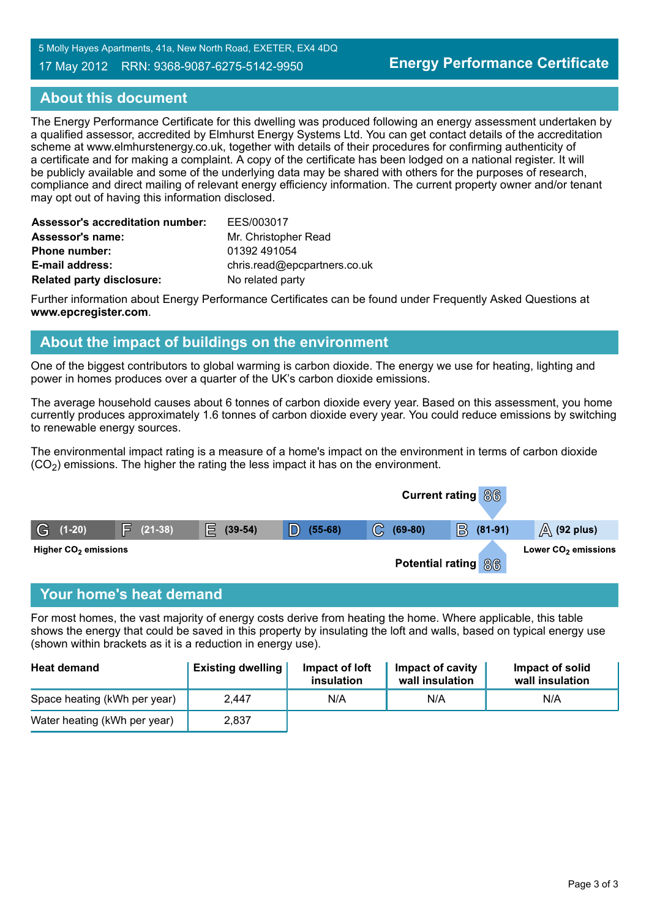5 Molly Hayes Apartments, 41a, New North Road, EXETER, EX4 4DQ

17 May 2012 RRN: 9368-9087-6275-5142-9950

**Energy Performance Certificate**

## About this document

The Energy Performance Certificate for this dwelling was produced following an energy assessment undertaken by a qualified assessor, accredited by Elmhurst Energy Systems Ltd. You can get contact details of the accreditation scheme at www.elmhurstenergy.co.uk, together with details of their procedures for confirming authenticity of a certificate and for making a complaint. A copy of the certificate has been lodged on a national register. It will be publicly available and some of the underlying data may be shared with others for the purposes of research, compliance and direct mailing of relevant energy efficiency information. The current property owner and/or tenant may opt out of having this information disclosed.

| | |
|---|---|
| **Assessor's accreditation number:** | EES/003017 |
| **Assessor's name:** | Mr. Christopher Read |
| **Phone number:** | 01392 491054 |
| **E-mail address:** | chris.read@epcpartners.co.uk |
| **Related party disclosure:** | No related party |

Further information about Energy Performance Certificates can be found under Frequently Asked Questions at **www.epcregister.com**.

## About the impact of buildings on the environment

One of the biggest contributors to global warming is carbon dioxide. The energy we use for heating, lighting and power in homes produces over a quarter of the UK's carbon dioxide emissions.

The average household causes about 6 tonnes of carbon dioxide every year. Based on this assessment, you home currently produces approximately 1.6 tonnes of carbon dioxide every year. You could reduce emissions by switching to renewable energy sources.

The environmental impact rating is a measure of a home's impact on the environment in terms of carbon dioxide ($CO_2$) emissions. The higher the rating the less impact it has on the environment.

Current rating 86

G (1-20)
F (21-38)
E (39-54)
D (55-68)
C (69-80)
B (81-91)
A (92 plus)

Higher $CO_2$ emissions

Lower $CO_2$ emissions

Potential rating 86

## Your home's heat demand

For most homes, the vast majority of energy costs derive from heating the home. Where applicable, this table shows the energy that could be saved in this property by insulating the loft and walls, based on typical energy use (shown within brackets as it is a reduction in energy use).

| Heat demand | Existing dwelling | Impact of loft insulation | Impact of cavity wall insulation | Impact of solid wall insulation |
|---|---|---|---|---|
| Space heating (kWh per year) | 2,447 | N/A | N/A | N/A |
| Water heating (kWh per year) | 2,837 | | | |